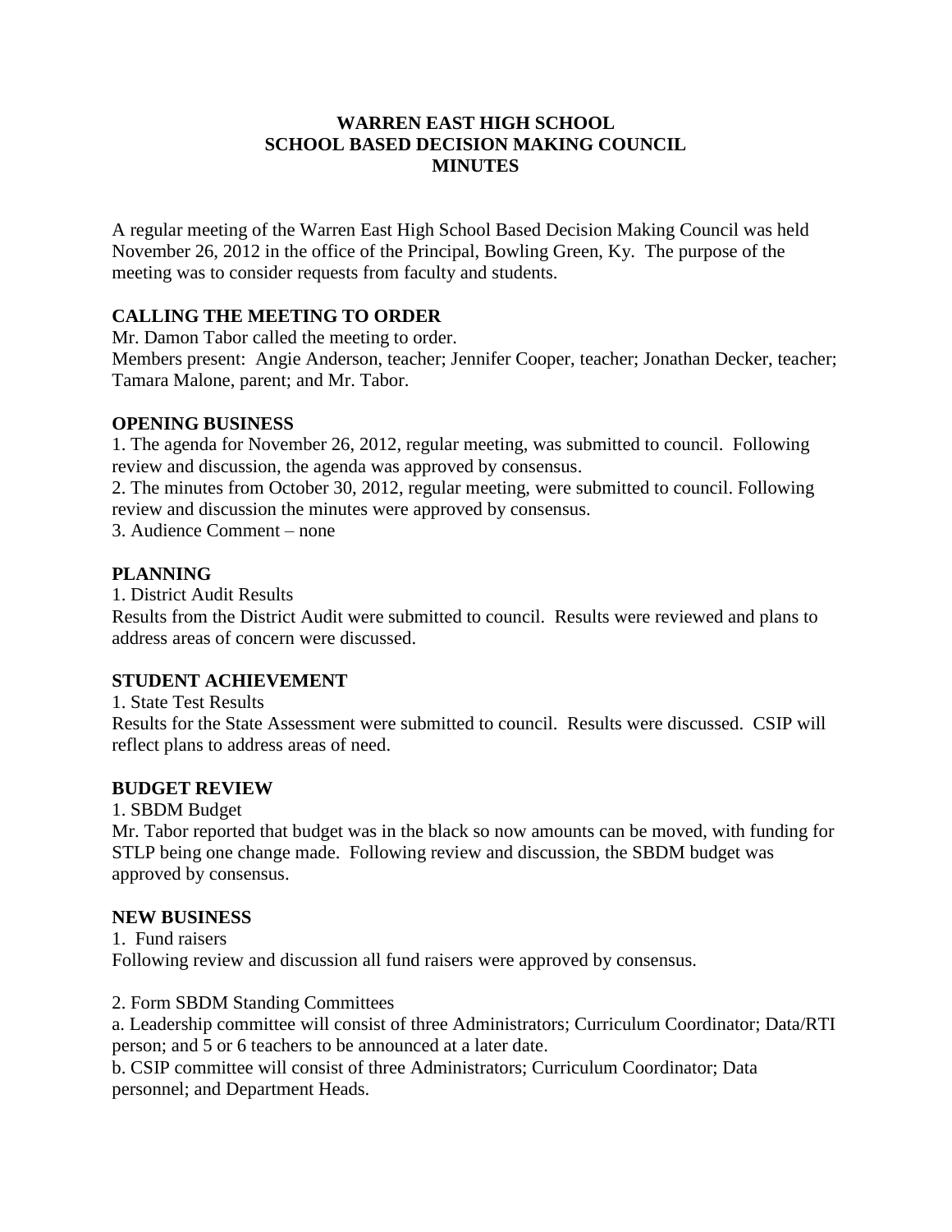# WARREN EAST HIGH SCHOOL
# SCHOOL BASED DECISION MAKING COUNCIL
# MINUTES

A regular meeting of the Warren East High School Based Decision Making Council was held November 26, 2012 in the office of the Principal, Bowling Green, Ky. The purpose of the meeting was to consider requests from faculty and students.

## CALLING THE MEETING TO ORDER

Mr. Damon Tabor called the meeting to order.
Members present: Angie Anderson, teacher; Jennifer Cooper, teacher; Jonathan Decker, teacher; Tamara Malone, parent; and Mr. Tabor.

## OPENING BUSINESS

1. The agenda for November 26, 2012, regular meeting, was submitted to council. Following review and discussion, the agenda was approved by consensus.
2. The minutes from October 30, 2012, regular meeting, were submitted to council. Following review and discussion the minutes were approved by consensus.
3. Audience Comment – none

## PLANNING

1. District Audit Results
Results from the District Audit were submitted to council. Results were reviewed and plans to address areas of concern were discussed.

## STUDENT ACHIEVEMENT

1. State Test Results
Results for the State Assessment were submitted to council. Results were discussed. CSIP will reflect plans to address areas of need.

## BUDGET REVIEW

1. SBDM Budget
Mr. Tabor reported that budget was in the black so now amounts can be moved, with funding for STLP being one change made. Following review and discussion, the SBDM budget was approved by consensus.

## NEW BUSINESS

1. Fund raisers
Following review and discussion all fund raisers were approved by consensus.

2. Form SBDM Standing Committees
a. Leadership committee will consist of three Administrators; Curriculum Coordinator; Data/RTI person; and 5 or 6 teachers to be announced at a later date.
b. CSIP committee will consist of three Administrators; Curriculum Coordinator; Data personnel; and Department Heads.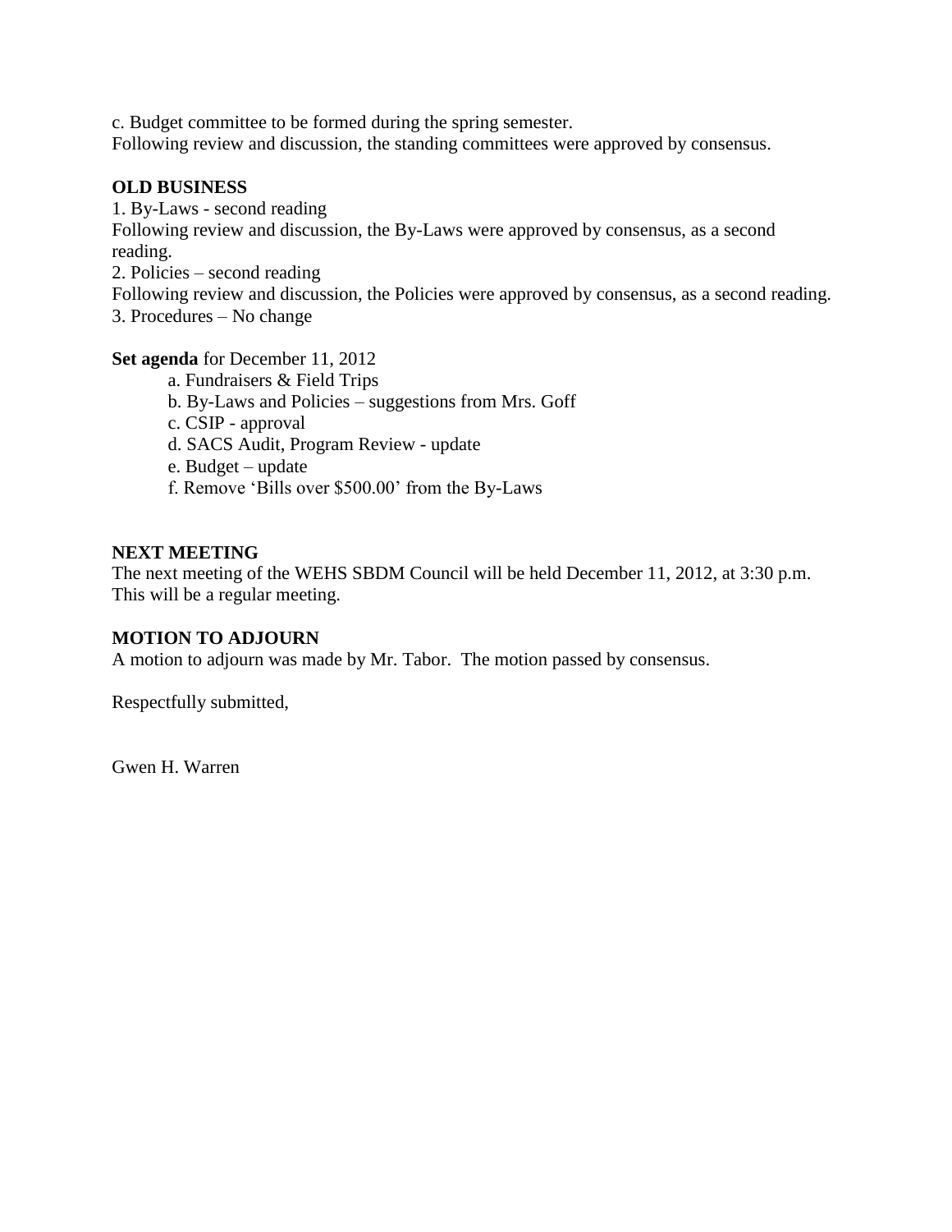c. Budget committee to be formed during the spring semester.
Following review and discussion, the standing committees were approved by consensus.

**OLD BUSINESS**

1. By-Laws - second reading
Following review and discussion, the By-Laws were approved by consensus, as a second reading.
2. Policies – second reading
Following review and discussion, the Policies were approved by consensus, as a second reading.
3. Procedures – No change

**Set agenda** for December 11, 2012

a. Fundraisers & Field Trips
b. By-Laws and Policies – suggestions from Mrs. Goff
c. CSIP - approval
d. SACS Audit, Program Review - update
e. Budget – update
f. Remove 'Bills over $500.00' from the By-Laws

**NEXT MEETING**

The next meeting of the WEHS SBDM Council will be held December 11, 2012, at 3:30 p.m. This will be a regular meeting.

**MOTION TO ADJOURN**

A motion to adjourn was made by Mr. Tabor. The motion passed by consensus.

Respectfully submitted,

Gwen H. Warren